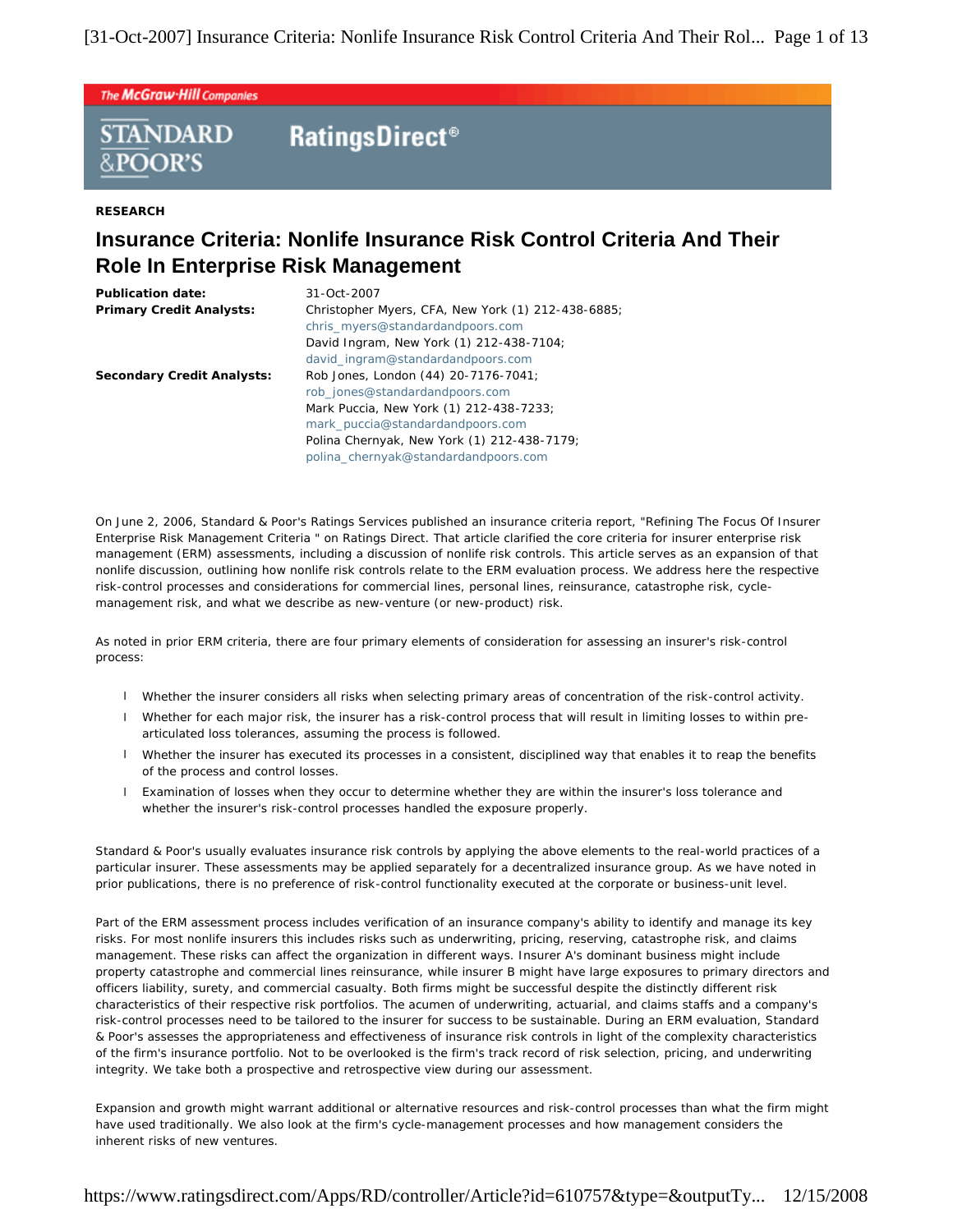RESEARCH

# Insurance Criteria: Nonlife Insurance Risk Control Criteria And Their Role In Enterprise Risk Management

**Publication date:** 31-Oct-2007

**Primary Credit Analysts:** Christopher Myers, CFA, New York (1) 212-438-6885; chris_myers@standardandpoors.com
David Ingram, New York (1) 212-438-7104; david_ingram@standardandpoors.com

**Secondary Credit Analysts:** Rob Jones, London (44) 20-7176-7041; rob_jones@standardandpoors.com
Mark Puccia, New York (1) 212-438-7233; mark_puccia@standardandpoors.com
Polina Chernyak, New York (1) 212-438-7179; polina_chernyak@standardandpoors.com

On June 2, 2006, Standard & Poor's Ratings Services published an insurance criteria report, "Refining The Focus Of Insurer Enterprise Risk Management Criteria " on Ratings Direct. That article clarified the core criteria for insurer enterprise risk management (ERM) assessments, including a discussion of nonlife risk controls. This article serves as an expansion of that nonlife discussion, outlining how nonlife risk controls relate to the ERM evaluation process. We address here the respective risk-control processes and considerations for commercial lines, personal lines, reinsurance, catastrophe risk, cycle-management risk, and what we describe as new-venture (or new-product) risk.

As noted in prior ERM criteria, there are four primary elements of consideration for assessing an insurer's risk-control process:

- Whether the insurer considers all risks when selecting primary areas of concentration of the risk-control activity.
- Whether for each major risk, the insurer has a risk-control process that will result in limiting losses to within pre-articulated loss tolerances, assuming the process is followed.
- Whether the insurer has executed its processes in a consistent, disciplined way that enables it to reap the benefits of the process and control losses.
- Examination of losses when they occur to determine whether they are within the insurer's loss tolerance and whether the insurer's risk-control processes handled the exposure properly.

Standard & Poor's usually evaluates insurance risk controls by applying the above elements to the real-world practices of a particular insurer. These assessments may be applied separately for a decentralized insurance group. As we have noted in prior publications, there is no preference of risk-control functionality executed at the corporate or business-unit level.

Part of the ERM assessment process includes verification of an insurance company's ability to identify and manage its key risks. For most nonlife insurers this includes risks such as underwriting, pricing, reserving, catastrophe risk, and claims management. These risks can affect the organization in different ways. Insurer A's dominant business might include property catastrophe and commercial lines reinsurance, while insurer B might have large exposures to primary directors and officers liability, surety, and commercial casualty. Both firms might be successful despite the distinctly different risk characteristics of their respective risk portfolios. The acumen of underwriting, actuarial, and claims staffs and a company's risk-control processes need to be tailored to the insurer for success to be sustainable. During an ERM evaluation, Standard & Poor's assesses the appropriateness and effectiveness of insurance risk controls in light of the complexity characteristics of the firm's insurance portfolio. Not to be overlooked is the firm's track record of risk selection, pricing, and underwriting integrity. We take both a prospective and retrospective view during our assessment.

Expansion and growth might warrant additional or alternative resources and risk-control processes than what the firm might have used traditionally. We also look at the firm's cycle-management processes and how management considers the inherent risks of new ventures.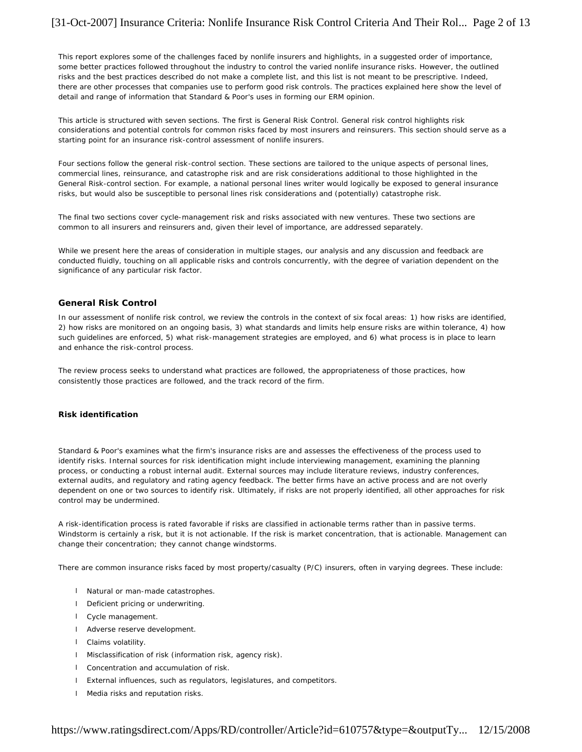This report explores some of the challenges faced by nonlife insurers and highlights, in a suggested order of importance, some better practices followed throughout the industry to control the varied nonlife insurance risks. However, the outlined risks and the best practices described do not make a complete list, and this list is not meant to be prescriptive. Indeed, there are other processes that companies use to perform good risk controls. The practices explained here show the level of detail and range of information that Standard & Poor's uses in forming our ERM opinion.

This article is structured with seven sections. The first is General Risk Control. General risk control highlights risk considerations and potential controls for common risks faced by most insurers and reinsurers. This section should serve as a starting point for an insurance risk-control assessment of nonlife insurers.

Four sections follow the general risk-control section. These sections are tailored to the unique aspects of personal lines, commercial lines, reinsurance, and catastrophe risk and are risk considerations additional to those highlighted in the General Risk-control section. For example, a national personal lines writer would logically be exposed to general insurance risks, but would also be susceptible to personal lines risk considerations and (potentially) catastrophe risk.

The final two sections cover cycle-management risk and risks associated with new ventures. These two sections are common to all insurers and reinsurers and, given their level of importance, are addressed separately.

While we present here the areas of consideration in multiple stages, our analysis and any discussion and feedback are conducted fluidly, touching on all applicable risks and controls concurrently, with the degree of variation dependent on the significance of any particular risk factor.

## General Risk Control

In our assessment of nonlife risk control, we review the controls in the context of six focal areas: 1) how risks are identified, 2) how risks are monitored on an ongoing basis, 3) what standards and limits help ensure risks are within tolerance, 4) how such guidelines are enforced, 5) what risk-management strategies are employed, and 6) what process is in place to learn and enhance the risk-control process.

The review process seeks to understand what practices are followed, the appropriateness of those practices, how consistently those practices are followed, and the track record of the firm.

### Risk identification

Standard & Poor's examines what the firm's insurance risks are and assesses the effectiveness of the process used to identify risks. Internal sources for risk identification might include interviewing management, examining the planning process, or conducting a robust internal audit. External sources may include literature reviews, industry conferences, external audits, and regulatory and rating agency feedback. The better firms have an active process and are not overly dependent on one or two sources to identify risk. Ultimately, if risks are not properly identified, all other approaches for risk control may be undermined.

A risk-identification process is rated favorable if risks are classified in actionable terms rather than in passive terms. Windstorm is certainly a risk, but it is not actionable. If the risk is market concentration, that is actionable. Management can change their concentration; they cannot change windstorms.

There are common insurance risks faced by most property/casualty (P/C) insurers, often in varying degrees. These include:

- Natural or man-made catastrophes.
- Deficient pricing or underwriting.
- Cycle management.
- Adverse reserve development.
- Claims volatility.
- Misclassification of risk (information risk, agency risk).
- Concentration and accumulation of risk.
- External influences, such as regulators, legislatures, and competitors.
- Media risks and reputation risks.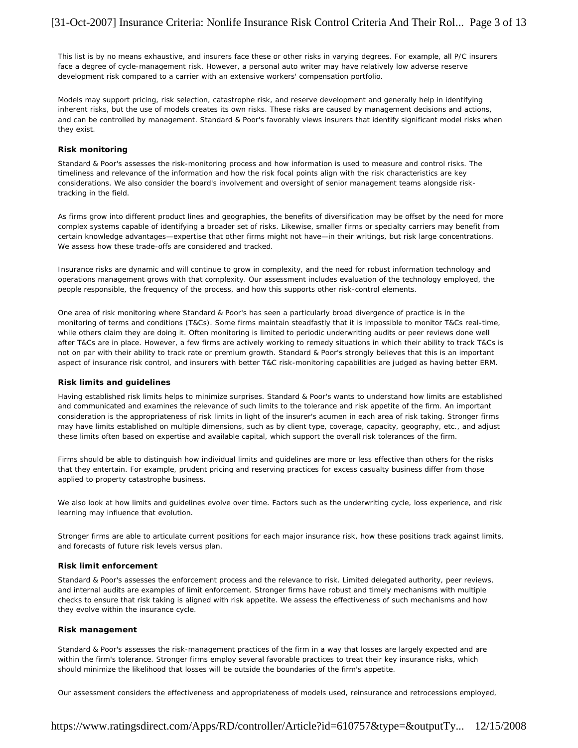This list is by no means exhaustive, and insurers face these or other risks in varying degrees. For example, all P/C insurers face a degree of cycle-management risk. However, a personal auto writer may have relatively low adverse reserve development risk compared to a carrier with an extensive workers' compensation portfolio.

Models may support pricing, risk selection, catastrophe risk, and reserve development and generally help in identifying inherent risks, but the use of models creates its own risks. These risks are caused by management decisions and actions, and can be controlled by management. Standard & Poor's favorably views insurers that identify significant model risks when they exist.

### Risk monitoring

Standard & Poor's assesses the risk-monitoring process and how information is used to measure and control risks. The timeliness and relevance of the information and how the risk focal points align with the risk characteristics are key considerations. We also consider the board's involvement and oversight of senior management teams alongside risk-tracking in the field.

As firms grow into different product lines and geographies, the benefits of diversification may be offset by the need for more complex systems capable of identifying a broader set of risks. Likewise, smaller firms or specialty carriers may benefit from certain knowledge advantages—expertise that other firms might not have—in their writings, but risk large concentrations. We assess how these trade-offs are considered and tracked.

Insurance risks are dynamic and will continue to grow in complexity, and the need for robust information technology and operations management grows with that complexity. Our assessment includes evaluation of the technology employed, the people responsible, the frequency of the process, and how this supports other risk-control elements.

One area of risk monitoring where Standard & Poor's has seen a particularly broad divergence of practice is in the monitoring of terms and conditions (T&Cs). Some firms maintain steadfastly that it is impossible to monitor T&Cs real-time, while others claim they are doing it. Often monitoring is limited to periodic underwriting audits or peer reviews done well after T&Cs are in place. However, a few firms are actively working to remedy situations in which their ability to track T&Cs is not on par with their ability to track rate or premium growth. Standard & Poor's strongly believes that this is an important aspect of insurance risk control, and insurers with better T&C risk-monitoring capabilities are judged as having better ERM.

### Risk limits and guidelines

Having established risk limits helps to minimize surprises. Standard & Poor's wants to understand how limits are established and communicated and examines the relevance of such limits to the tolerance and risk appetite of the firm. An important consideration is the appropriateness of risk limits in light of the insurer's acumen in each area of risk taking. Stronger firms may have limits established on multiple dimensions, such as by client type, coverage, capacity, geography, etc., and adjust these limits often based on expertise and available capital, which support the overall risk tolerances of the firm.

Firms should be able to distinguish how individual limits and guidelines are more or less effective than others for the risks that they entertain. For example, prudent pricing and reserving practices for excess casualty business differ from those applied to property catastrophe business.

We also look at how limits and guidelines evolve over time. Factors such as the underwriting cycle, loss experience, and risk learning may influence that evolution.

Stronger firms are able to articulate current positions for each major insurance risk, how these positions track against limits, and forecasts of future risk levels versus plan.

### Risk limit enforcement

Standard & Poor's assesses the enforcement process and the relevance to risk. Limited delegated authority, peer reviews, and internal audits are examples of limit enforcement. Stronger firms have robust and timely mechanisms with multiple checks to ensure that risk taking is aligned with risk appetite. We assess the effectiveness of such mechanisms and how they evolve within the insurance cycle.

### Risk management

Standard & Poor's assesses the risk-management practices of the firm in a way that losses are largely expected and are within the firm's tolerance. Stronger firms employ several favorable practices to treat their key insurance risks, which should minimize the likelihood that losses will be outside the boundaries of the firm's appetite.

Our assessment considers the effectiveness and appropriateness of models used, reinsurance and retrocessions employed,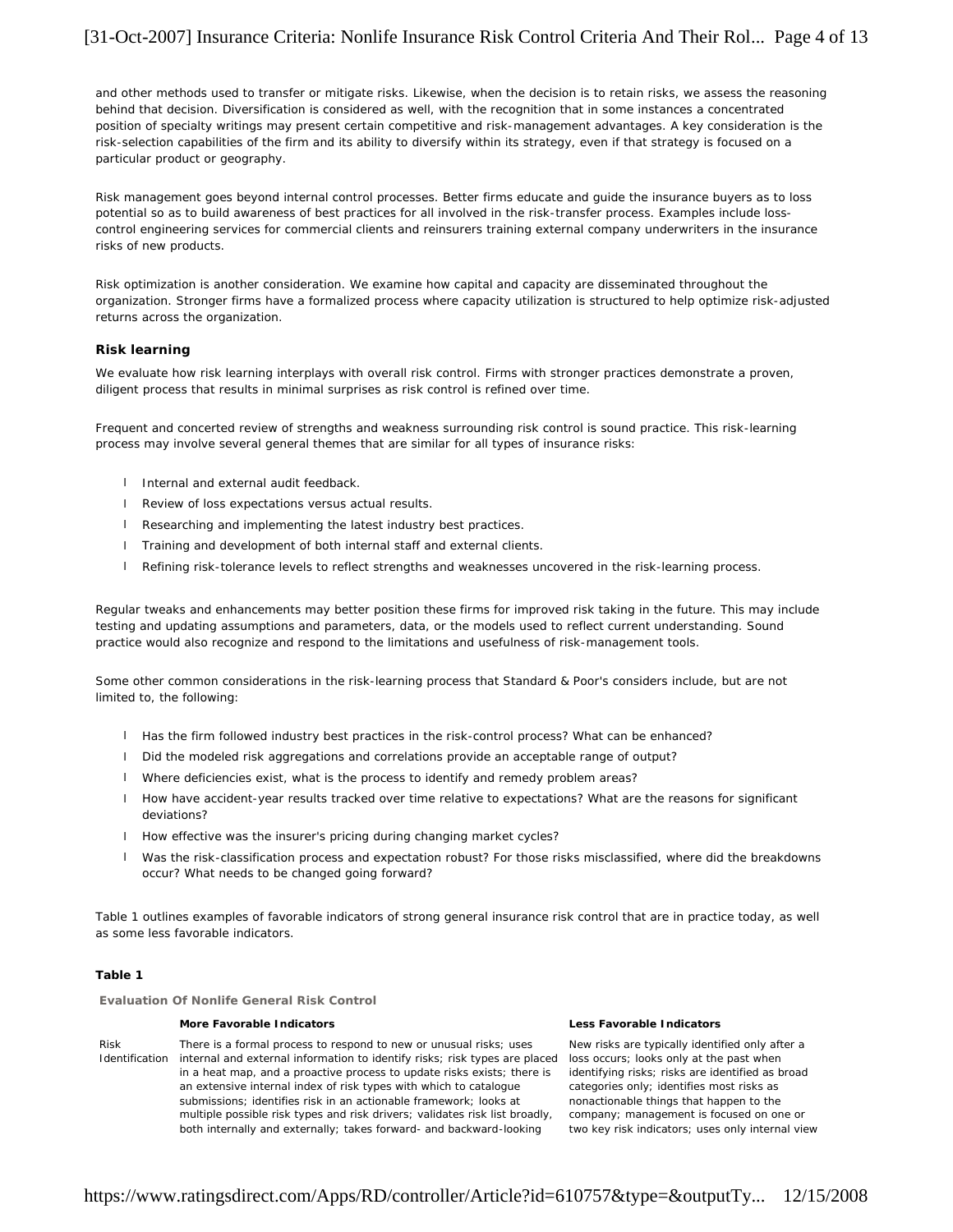and other methods used to transfer or mitigate risks. Likewise, when the decision is to retain risks, we assess the reasoning behind that decision. Diversification is considered as well, with the recognition that in some instances a concentrated position of specialty writings may present certain competitive and risk-management advantages. A key consideration is the risk-selection capabilities of the firm and its ability to diversify within its strategy, even if that strategy is focused on a particular product or geography.

Risk management goes beyond internal control processes. Better firms educate and guide the insurance buyers as to loss potential so as to build awareness of best practices for all involved in the risk-transfer process. Examples include loss-control engineering services for commercial clients and reinsurers training external company underwriters in the insurance risks of new products.

Risk optimization is another consideration. We examine how capital and capacity are disseminated throughout the organization. Stronger firms have a formalized process where capacity utilization is structured to help optimize risk-adjusted returns across the organization.

### Risk learning

We evaluate how risk learning interplays with overall risk control. Firms with stronger practices demonstrate a proven, diligent process that results in minimal surprises as risk control is refined over time.

Frequent and concerted review of strengths and weakness surrounding risk control is sound practice. This risk-learning process may involve several general themes that are similar for all types of insurance risks:

- Internal and external audit feedback.
- Review of loss expectations versus actual results.
- Researching and implementing the latest industry best practices.
- Training and development of both internal staff and external clients.
- Refining risk-tolerance levels to reflect strengths and weaknesses uncovered in the risk-learning process.

Regular tweaks and enhancements may better position these firms for improved risk taking in the future. This may include testing and updating assumptions and parameters, data, or the models used to reflect current understanding. Sound practice would also recognize and respond to the limitations and usefulness of risk-management tools.

Some other common considerations in the risk-learning process that Standard & Poor's considers include, but are not limited to, the following:

- Has the firm followed industry best practices in the risk-control process? What can be enhanced?
- Did the modeled risk aggregations and correlations provide an acceptable range of output?
- Where deficiencies exist, what is the process to identify and remedy problem areas?
- How have accident-year results tracked over time relative to expectations? What are the reasons for significant deviations?
- How effective was the insurer's pricing during changing market cycles?
- Was the risk-classification process and expectation robust? For those risks misclassified, where did the breakdowns occur? What needs to be changed going forward?

Table 1 outlines examples of favorable indicators of strong general insurance risk control that are in practice today, as well as some less favorable indicators.

**Table 1**

**Evaluation Of Nonlife General Risk Control**

| | More Favorable Indicators | Less Favorable Indicators |
|---|---|---|
| Risk Identification | There is a formal process to respond to new or unusual risks; uses internal and external information to identify risks; risk types are placed in a heat map, and a proactive process to update risks exists; there is an extensive internal index of risk types with which to catalogue submissions; identifies risk in an actionable framework; looks at multiple possible risk types and risk drivers; validates risk list broadly, both internally and externally; takes forward- and backward-looking | New risks are typically identified only after a loss occurs; looks only at the past when identifying risks; risks are identified as broad categories only; identifies most risks as nonactionable things that happen to the company; management is focused on one or two key risk indicators; uses only internal view |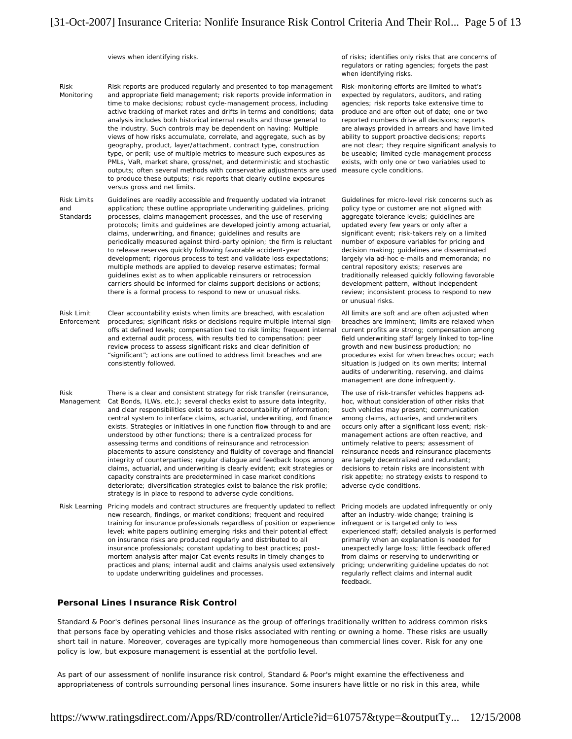| | | |
|---|---|---|
| | views when identifying risks. | of risks; identifies only risks that are concerns of regulators or rating agencies; forgets the past when identifying risks. |
| Risk Monitoring | Risk reports are produced regularly and presented to top management and appropriate field management; risk reports provide information in time to make decisions; robust cycle-management process, including active tracking of market rates and drifts in terms and conditions; data analysis includes both historical internal results and those general to the industry. Such controls may be dependent on having: Multiple views of how risks accumulate, correlate, and aggregate, such as by geography, product, layer/attachment, contract type, construction type, or peril; use of multiple metrics to measure such exposures as PMLs, VaR, market share, gross/net, and deterministic and stochastic outputs; often several methods with conservative adjustments are used to produce these outputs; risk reports that clearly outline exposures versus gross and net limits. | Risk-monitoring efforts are limited to what's expected by regulators, auditors, and rating agencies; risk reports take extensive time to produce and are often out of date; one or two reported numbers drive all decisions; reports are always provided in arrears and have limited ability to support proactive decisions; reports are not clear; they require significant analysis to be useable; limited cycle-management process exists, with only one or two variables used to measure cycle conditions. |
| Risk Limits and Standards | Guidelines are readily accessible and frequently updated via intranet application; these outline appropriate underwriting guidelines, pricing processes, claims management processes, and the use of reserving protocols; limits and guidelines are developed jointly among actuarial, claims, underwriting, and finance; guidelines and results are periodically measured against third-party opinion; the firm is reluctant to release reserves quickly following favorable accident-year development; rigorous process to test and validate loss expectations; multiple methods are applied to develop reserve estimates; formal guidelines exist as to when applicable reinsurers or retrocession carriers should be informed for claims support decisions or actions; there is a formal process to respond to new or unusual risks. | Guidelines for micro-level risk concerns such as policy type or customer are not aligned with aggregate tolerance levels; guidelines are updated every few years or only after a significant event; risk-takers rely on a limited number of exposure variables for pricing and decision making; guidelines are disseminated largely via ad-hoc e-mails and memoranda; no central repository exists; reserves are traditionally released quickly following favorable development pattern, without independent review; inconsistent process to respond to new or unusual risks. |
| Risk Limit Enforcement | Clear accountability exists when limits are breached, with escalation procedures; significant risks or decisions require multiple internal sign-offs at defined levels; compensation tied to risk limits; frequent internal and external audit process, with results tied to compensation; peer review process to assess significant risks and clear definition of "significant"; actions are outlined to address limit breaches and are consistently followed. | All limits are soft and are often adjusted when breaches are imminent; limits are relaxed when current profits are strong; compensation among field underwriting staff largely linked to top-line growth and new business production; no procedures exist for when breaches occur; each situation is judged on its own merits; internal audits of underwriting, reserving, and claims management are done infrequently. |
| Risk Management | There is a clear and consistent strategy for risk transfer (reinsurance, Cat Bonds, ILWs, etc.); several checks exist to assure data integrity, and clear responsibilities exist to assure accountability of information; central system to interface claims, actuarial, underwriting, and finance exists. Strategies or initiatives in one function flow through to and are understood by other functions; there is a centralized process for assessing terms and conditions of reinsurance and retrocession placements to assure consistency and fluidity of coverage and financial integrity of counterparties; regular dialogue and feedback loops among claims, actuarial, and underwriting is clearly evident; exit strategies or capacity constraints are predetermined in case market conditions deteriorate; diversification strategies exist to balance the risk profile; strategy is in place to respond to adverse cycle conditions. | The use of risk-transfer vehicles happens ad-hoc, without consideration of other risks that such vehicles may present; communication among claims, actuaries, and underwriters occurs only after a significant loss event; risk-management actions are often reactive, and untimely relative to peers; assessment of reinsurance needs and reinsurance placements are largely decentralized and redundant; decisions to retain risks are inconsistent with risk appetite; no strategy exists to respond to adverse cycle conditions. |
| Risk Learning | Pricing models and contract structures are frequently updated to reflect new research, findings, or market conditions; frequent and required training for insurance professionals regardless of position or experience level; white papers outlining emerging risks and their potential effect on insurance risks are produced regularly and distributed to all insurance professionals; constant updating to best practices; post-mortem analysis after major Cat events results in timely changes to practices and plans; internal audit and claims analysis used extensively to update underwriting guidelines and processes. | Pricing models are updated infrequently or only after an industry-wide change; training is infrequent or is targeted only to less experienced staff; detailed analysis is performed primarily when an explanation is needed for unexpectedly large loss; little feedback offered from claims or reserving to underwriting or pricing; underwriting guideline updates do not regularly reflect claims and internal audit feedback. |

### Personal Lines Insurance Risk Control

Standard & Poor's defines personal lines insurance as the group of offerings traditionally written to address common risks that persons face by operating vehicles and those risks associated with renting or owning a home. These risks are usually short tail in nature. Moreover, coverages are typically more homogeneous than commercial lines cover. Risk for any one policy is low, but exposure management is essential at the portfolio level.

As part of our assessment of nonlife insurance risk control, Standard & Poor's might examine the effectiveness and appropriateness of controls surrounding personal lines insurance. Some insurers have little or no risk in this area, while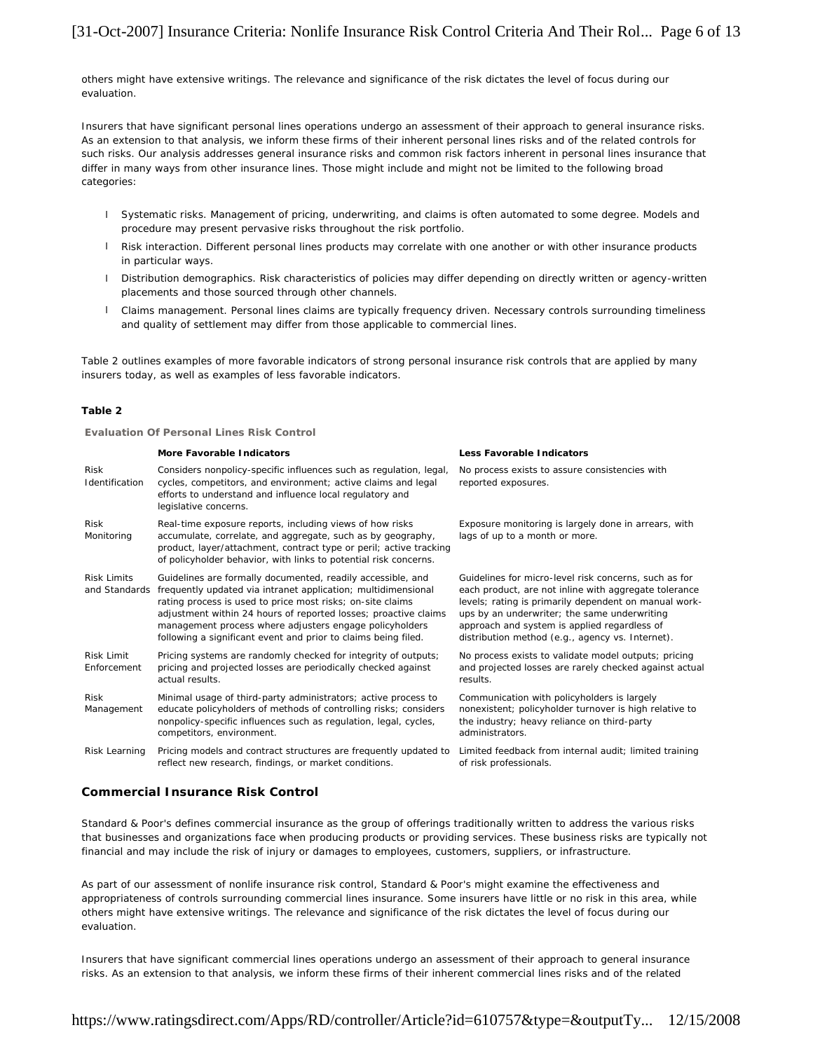others might have extensive writings. The relevance and significance of the risk dictates the level of focus during our evaluation.

Insurers that have significant personal lines operations undergo an assessment of their approach to general insurance risks. As an extension to that analysis, we inform these firms of their inherent personal lines risks and of the related controls for such risks. Our analysis addresses general insurance risks and common risk factors inherent in personal lines insurance that differ in many ways from other insurance lines. Those might include and might not be limited to the following broad categories:

- Systematic risks. Management of pricing, underwriting, and claims is often automated to some degree. Models and procedure may present pervasive risks throughout the risk portfolio.
- Risk interaction. Different personal lines products may correlate with one another or with other insurance products in particular ways.
- Distribution demographics. Risk characteristics of policies may differ depending on directly written or agency-written placements and those sourced through other channels.
- Claims management. Personal lines claims are typically frequency driven. Necessary controls surrounding timeliness and quality of settlement may differ from those applicable to commercial lines.

Table 2 outlines examples of more favorable indicators of strong personal insurance risk controls that are applied by many insurers today, as well as examples of less favorable indicators.

**Table 2**

**Evaluation Of Personal Lines Risk Control**

| | More Favorable Indicators | Less Favorable Indicators |
|---|---|---|
| Risk Identification | Considers nonpolicy-specific influences such as regulation, legal, cycles, competitors, and environment; active claims and legal efforts to understand and influence local regulatory and legislative concerns. | No process exists to assure consistencies with reported exposures. |
| Risk Monitoring | Real-time exposure reports, including views of how risks accumulate, correlate, and aggregate, such as by geography, product, layer/attachment, contract type or peril; active tracking of policyholder behavior, with links to potential risk concerns. | Exposure monitoring is largely done in arrears, with lags of up to a month or more. |
| Risk Limits and Standards | Guidelines are formally documented, readily accessible, and frequently updated via intranet application; multidimensional rating process is used to price most risks; on-site claims adjustment within 24 hours of reported losses; proactive claims management process where adjusters engage policyholders following a significant event and prior to claims being filed. | Guidelines for micro-level risk concerns, such as for each product, are not inline with aggregate tolerance levels; rating is primarily dependent on manual work-ups by an underwriter; the same underwriting approach and system is applied regardless of distribution method (e.g., agency vs. Internet). |
| Risk Limit Enforcement | Pricing systems are randomly checked for integrity of outputs; pricing and projected losses are periodically checked against actual results. | No process exists to validate model outputs; pricing and projected losses are rarely checked against actual results. |
| Risk Management | Minimal usage of third-party administrators; active process to educate policyholders of methods of controlling risks; considers nonpolicy-specific influences such as regulation, legal, cycles, competitors, environment. | Communication with policyholders is largely nonexistent; policyholder turnover is high relative to the industry; heavy reliance on third-party administrators. |
| Risk Learning | Pricing models and contract structures are frequently updated to reflect new research, findings, or market conditions. | Limited feedback from internal audit; limited training of risk professionals. |

## Commercial Insurance Risk Control

Standard & Poor's defines commercial insurance as the group of offerings traditionally written to address the various risks that businesses and organizations face when producing products or providing services. These business risks are typically not financial and may include the risk of injury or damages to employees, customers, suppliers, or infrastructure.

As part of our assessment of nonlife insurance risk control, Standard & Poor's might examine the effectiveness and appropriateness of controls surrounding commercial lines insurance. Some insurers have little or no risk in this area, while others might have extensive writings. The relevance and significance of the risk dictates the level of focus during our evaluation.

Insurers that have significant commercial lines operations undergo an assessment of their approach to general insurance risks. As an extension to that analysis, we inform these firms of their inherent commercial lines risks and of the related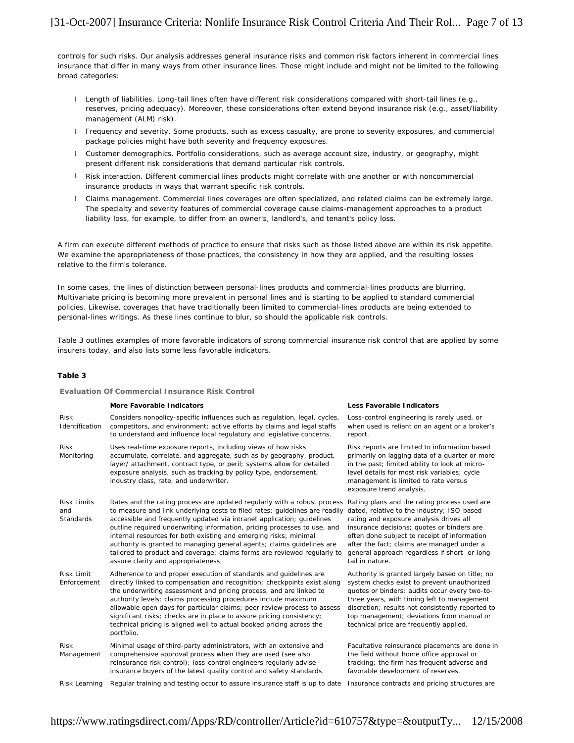controls for such risks. Our analysis addresses general insurance risks and common risk factors inherent in commercial lines insurance that differ in many ways from other insurance lines. Those might include and might not be limited to the following broad categories:

- Length of liabilities. Long-tail lines often have different risk considerations compared with short-tail lines (e.g., reserves, pricing adequacy). Moreover, these considerations often extend beyond insurance risk (e.g., asset/liability management (ALM) risk).
- Frequency and severity. Some products, such as excess casualty, are prone to severity exposures, and commercial package policies might have both severity and frequency exposures.
- Customer demographics. Portfolio considerations, such as average account size, industry, or geography, might present different risk considerations that demand particular risk controls.
- Risk interaction. Different commercial lines products might correlate with one another or with noncommercial insurance products in ways that warrant specific risk controls.
- Claims management. Commercial lines coverages are often specialized, and related claims can be extremely large. The specialty and severity features of commercial coverage cause claims-management approaches to a product liability loss, for example, to differ from an owner's, landlord's, and tenant's policy loss.

A firm can execute different methods of practice to ensure that risks such as those listed above are within its risk appetite. We examine the appropriateness of those practices, the consistency in how they are applied, and the resulting losses relative to the firm's tolerance.

In some cases, the lines of distinction between personal-lines products and commercial-lines products are blurring. Multivariate pricing is becoming more prevalent in personal lines and is starting to be applied to standard commercial policies. Likewise, coverages that have traditionally been limited to commercial-lines products are being extended to personal-lines writings. As these lines continue to blur, so should the applicable risk controls.

Table 3 outlines examples of more favorable indicators of strong commercial insurance risk control that are applied by some insurers today, and also lists some less favorable indicators.

**Table 3**

**Evaluation Of Commercial Insurance Risk Control**

| | More Favorable Indicators | Less Favorable Indicators |
|---|---|---|
| Risk Identification | Considers nonpolicy-specific influences such as regulation, legal, cycles, competitors, and environment; active efforts by claims and legal staffs to understand and influence local regulatory and legislative concerns. | Loss-control engineering is rarely used, or when used is reliant on an agent or a broker's report. |
| Risk Monitoring | Uses real-time exposure reports, including views of how risks accumulate, correlate, and aggregate, such as by geography, product, layer/ attachment, contract type, or peril; systems allow for detailed exposure analysis, such as tracking by policy type, endorsement, industry class, rate, and underwriter. | Risk reports are limited to information based primarily on lagging data of a quarter or more in the past; limited ability to look at micro-level details for most risk variables; cycle management is limited to rate versus exposure trend analysis. |
| Risk Limits and Standards | Rates and the rating process are updated regularly with a robust process to measure and link underlying costs to filed rates; guidelines are readily accessible and frequently updated via intranet application; guidelines outline required underwriting information, pricing processes to use, and internal resources for both existing and emerging risks; minimal authority is granted to managing general agents; claims guidelines are tailored to product and coverage; claims forms are reviewed regularly to assure clarity and appropriateness. | Rating plans and the rating process used are dated, relative to the industry; ISO-based rating and exposure analysis drives all insurance decisions; quotes or binders are often done subject to receipt of information after the fact; claims are managed under a general approach regardless if short- or long-tail in nature. |
| Risk Limit Enforcement | Adherence to and proper execution of standards and guidelines are directly linked to compensation and recognition; checkpoints exist along the underwriting assessment and pricing process, and are linked to authority levels; claims processing procedures include maximum allowable open days for particular claims; peer review process to assess significant risks; checks are in place to assure pricing consistency; technical pricing is aligned well to actual booked pricing across the portfolio. | Authority is granted largely based on title; no system checks exist to prevent unauthorized quotes or binders; audits occur every two-to-three years, with timing left to management discretion; results not consistently reported to top management; deviations from manual or technical price are frequently applied. |
| Risk Management | Minimal usage of third-party administrators, with an extensive and comprehensive approval process when they are used (see also reinsurance risk control); loss-control engineers regularly advise insurance buyers of the latest quality control and safety standards. | Facultative reinsurance placements are done in the field without home office approval or tracking; the firm has frequent adverse and favorable development of reserves. |
| Risk Learning | Regular training and testing occur to assure insurance staff is up to date | Insurance contracts and pricing structures are |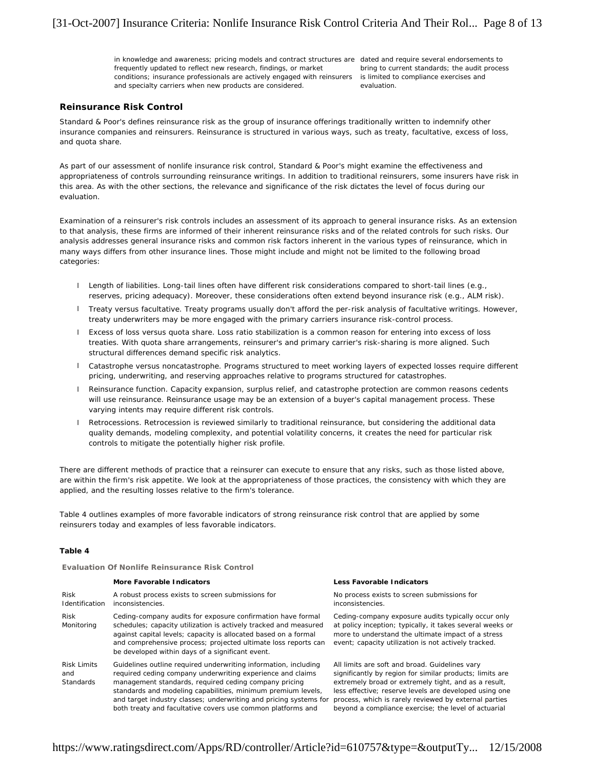| | | |
|---|---|---|
| | in knowledge and awareness; pricing models and contract structures are frequently updated to reflect new research, findings, or market conditions; insurance professionals are actively engaged with reinsurers and specialty carriers when new products are considered. | dated and require several endorsements to bring to current standards; the audit process is limited to compliance exercises and evaluation. |

## Reinsurance Risk Control

Standard & Poor's defines reinsurance risk as the group of insurance offerings traditionally written to indemnify other insurance companies and reinsurers. Reinsurance is structured in various ways, such as treaty, facultative, excess of loss, and quota share.

As part of our assessment of nonlife insurance risk control, Standard & Poor's might examine the effectiveness and appropriateness of controls surrounding reinsurance writings. In addition to traditional reinsurers, some insurers have risk in this area. As with the other sections, the relevance and significance of the risk dictates the level of focus during our evaluation.

Examination of a reinsurer's risk controls includes an assessment of its approach to general insurance risks. As an extension to that analysis, these firms are informed of their inherent reinsurance risks and of the related controls for such risks. Our analysis addresses general insurance risks and common risk factors inherent in the various types of reinsurance, which in many ways differs from other insurance lines. Those might include and might not be limited to the following broad categories:

- Length of liabilities. Long-tail lines often have different risk considerations compared to short-tail lines (e.g., reserves, pricing adequacy). Moreover, these considerations often extend beyond insurance risk (e.g., ALM risk).
- Treaty versus facultative. Treaty programs usually don't afford the per-risk analysis of facultative writings. However, treaty underwriters may be more engaged with the primary carriers insurance risk-control process.
- Excess of loss versus quota share. Loss ratio stabilization is a common reason for entering into excess of loss treaties. With quota share arrangements, reinsurer's and primary carrier's risk-sharing is more aligned. Such structural differences demand specific risk analytics.
- Catastrophe versus noncatastrophe. Programs structured to meet working layers of expected losses require different pricing, underwriting, and reserving approaches relative to programs structured for catastrophes.
- Reinsurance function. Capacity expansion, surplus relief, and catastrophe protection are common reasons cedents will use reinsurance. Reinsurance usage may be an extension of a buyer's capital management process. These varying intents may require different risk controls.
- Retrocessions. Retrocession is reviewed similarly to traditional reinsurance, but considering the additional data quality demands, modeling complexity, and potential volatility concerns, it creates the need for particular risk controls to mitigate the potentially higher risk profile.

There are different methods of practice that a reinsurer can execute to ensure that any risks, such as those listed above, are within the firm's risk appetite. We look at the appropriateness of those practices, the consistency with which they are applied, and the resulting losses relative to the firm's tolerance.

Table 4 outlines examples of more favorable indicators of strong reinsurance risk control that are applied by some reinsurers today and examples of less favorable indicators.

**Table 4**

**Evaluation Of Nonlife Reinsurance Risk Control**

| | More Favorable Indicators | Less Favorable Indicators |
|---|---|---|
| Risk Identification | A robust process exists to screen submissions for inconsistencies. | No process exists to screen submissions for inconsistencies. |
| Risk Monitoring | Ceding-company audits for exposure confirmation have formal schedules; capacity utilization is actively tracked and measured against capital levels; capacity is allocated based on a formal and comprehensive process; projected ultimate loss reports can be developed within days of a significant event. | Ceding-company exposure audits typically occur only at policy inception; typically, it takes several weeks or more to understand the ultimate impact of a stress event; capacity utilization is not actively tracked. |
| Risk Limits and Standards | Guidelines outline required underwriting information, including required ceding company underwriting experience and claims management standards, required ceding company pricing standards and modeling capabilities, minimum premium levels, and target industry classes; underwriting and pricing systems for both treaty and facultative covers use common platforms and | All limits are soft and broad. Guidelines vary significantly by region for similar products; limits are extremely broad or extremely tight, and as a result, less effective; reserve levels are developed using one process, which is rarely reviewed by external parties beyond a compliance exercise; the level of actuarial |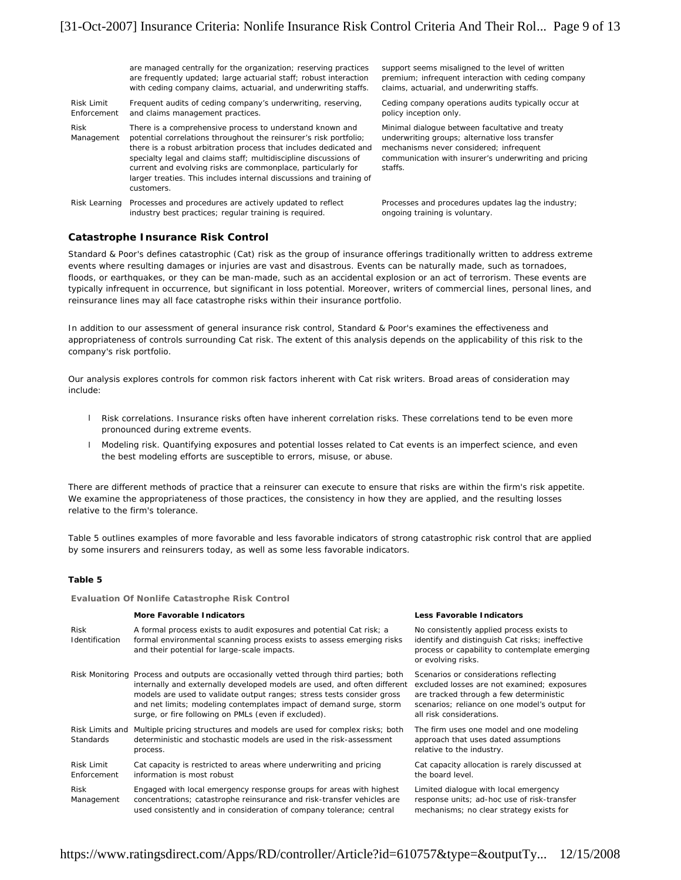| | | |
|---|---|---|
| | are managed centrally for the organization; reserving practices are frequently updated; large actuarial staff; robust interaction with ceding company claims, actuarial, and underwriting staffs. | support seems misaligned to the level of written premium; infrequent interaction with ceding company claims, actuarial, and underwriting staffs. |
| Risk Limit Enforcement | Frequent audits of ceding company's underwriting, reserving, and claims management practices. | Ceding company operations audits typically occur at policy inception only. |
| Risk Management | There is a comprehensive process to understand known and potential correlations throughout the reinsurer's risk portfolio; there is a robust arbitration process that includes dedicated and specialty legal and claims staff; multidiscipline discussions of current and evolving risks are commonplace, particularly for larger treaties. This includes internal discussions and training of customers. | Minimal dialogue between facultative and treaty underwriting groups; alternative loss transfer mechanisms never considered; infrequent communication with insurer's underwriting and pricing staffs. |
| Risk Learning | Processes and procedures are actively updated to reflect industry best practices; regular training is required. | Processes and procedures updates lag the industry; ongoing training is voluntary. |

## Catastrophe Insurance Risk Control

Standard & Poor's defines catastrophic (Cat) risk as the group of insurance offerings traditionally written to address extreme events where resulting damages or injuries are vast and disastrous. Events can be naturally made, such as tornadoes, floods, or earthquakes, or they can be man-made, such as an accidental explosion or an act of terrorism. These events are typically infrequent in occurrence, but significant in loss potential. Moreover, writers of commercial lines, personal lines, and reinsurance lines may all face catastrophe risks within their insurance portfolio.

In addition to our assessment of general insurance risk control, Standard & Poor's examines the effectiveness and appropriateness of controls surrounding Cat risk. The extent of this analysis depends on the applicability of this risk to the company's risk portfolio.

Our analysis explores controls for common risk factors inherent with Cat risk writers. Broad areas of consideration may include:

- Risk correlations. Insurance risks often have inherent correlation risks. These correlations tend to be even more pronounced during extreme events.
- Modeling risk. Quantifying exposures and potential losses related to Cat events is an imperfect science, and even the best modeling efforts are susceptible to errors, misuse, or abuse.

There are different methods of practice that a reinsurer can execute to ensure that risks are within the firm's risk appetite. We examine the appropriateness of those practices, the consistency in how they are applied, and the resulting losses relative to the firm's tolerance.

Table 5 outlines examples of more favorable and less favorable indicators of strong catastrophic risk control that are applied by some insurers and reinsurers today, as well as some less favorable indicators.

**Table 5**

**Evaluation Of Nonlife Catastrophe Risk Control**

| | More Favorable Indicators | Less Favorable Indicators |
|---|---|---|
| Risk Identification | A formal process exists to audit exposures and potential Cat risk; a formal environmental scanning process exists to assess emerging risks and their potential for large-scale impacts. | No consistently applied process exists to identify and distinguish Cat risks; ineffective process or capability to contemplate emerging or evolving risks. |
| Risk Monitoring | Process and outputs are occasionally vetted through third parties; both internally and externally developed models are used, and often different models are used to validate output ranges; stress tests consider gross and net limits; modeling contemplates impact of demand surge, storm surge, or fire following on PMLs (even if excluded). | Scenarios or considerations reflecting excluded losses are not examined; exposures are tracked through a few deterministic scenarios; reliance on one model's output for all risk considerations. |
| Risk Limits and Standards | Multiple pricing structures and models are used for complex risks; both deterministic and stochastic models are used in the risk-assessment process. | The firm uses one model and one modeling approach that uses dated assumptions relative to the industry. |
| Risk Limit Enforcement | Cat capacity is restricted to areas where underwriting and pricing information is most robust | Cat capacity allocation is rarely discussed at the board level. |
| Risk Management | Engaged with local emergency response groups for areas with highest concentrations; catastrophe reinsurance and risk-transfer vehicles are used consistently and in consideration of company tolerance; central | Limited dialogue with local emergency response units; ad-hoc use of risk-transfer mechanisms; no clear strategy exists for |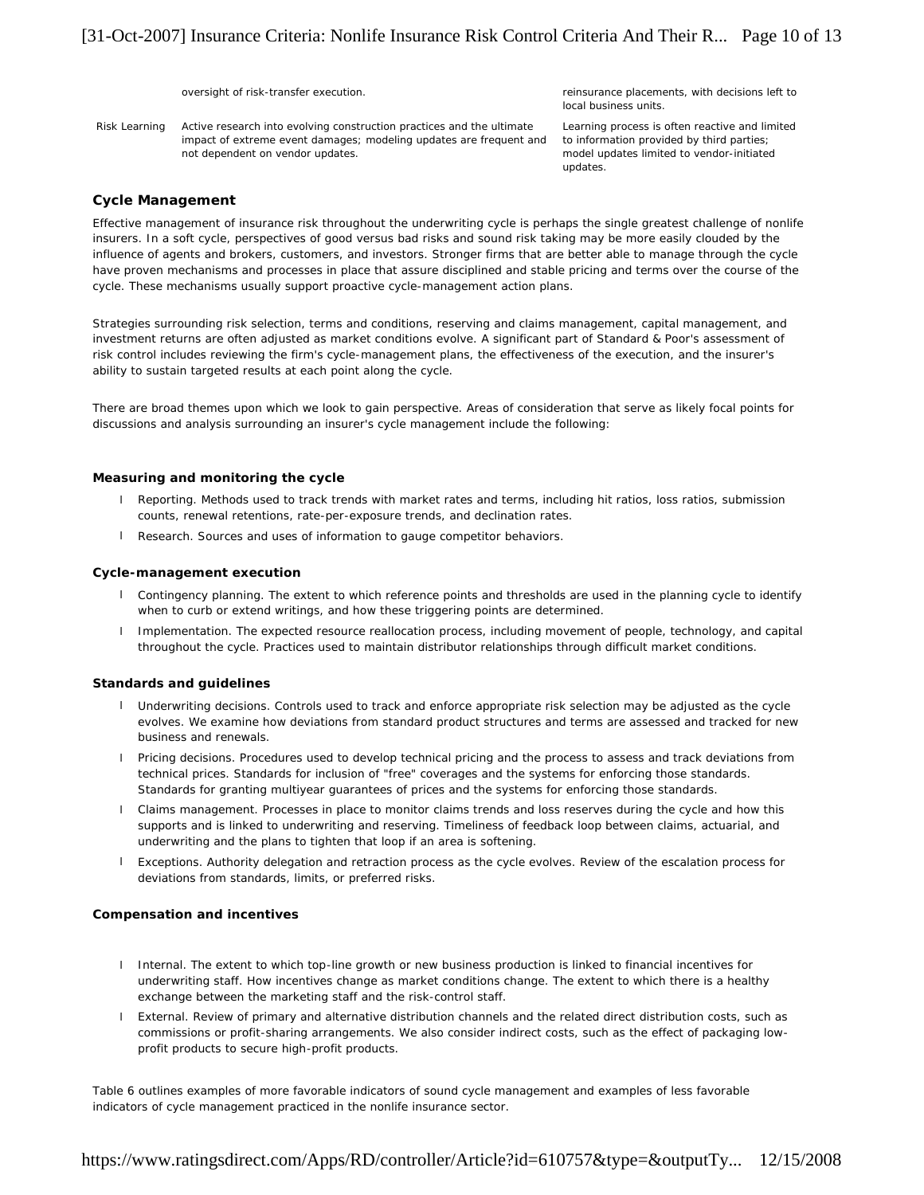| | oversight of risk-transfer execution. | reinsurance placements, with decisions left to local business units. |
|---|---|---|
| Risk Learning | Active research into evolving construction practices and the ultimate impact of extreme event damages; modeling updates are frequent and not dependent on vendor updates. | Learning process is often reactive and limited to information provided by third parties; model updates limited to vendor-initiated updates. |

### Cycle Management

Effective management of insurance risk throughout the underwriting cycle is perhaps the single greatest challenge of nonlife insurers. In a soft cycle, perspectives of good versus bad risks and sound risk taking may be more easily clouded by the influence of agents and brokers, customers, and investors. Stronger firms that are better able to manage through the cycle have proven mechanisms and processes in place that assure disciplined and stable pricing and terms over the course of the cycle. These mechanisms usually support proactive cycle-management action plans.

Strategies surrounding risk selection, terms and conditions, reserving and claims management, capital management, and investment returns are often adjusted as market conditions evolve. A significant part of Standard & Poor's assessment of risk control includes reviewing the firm's cycle-management plans, the effectiveness of the execution, and the insurer's ability to sustain targeted results at each point along the cycle.

There are broad themes upon which we look to gain perspective. Areas of consideration that serve as likely focal points for discussions and analysis surrounding an insurer's cycle management include the following:

#### Measuring and monitoring the cycle

- Reporting. Methods used to track trends with market rates and terms, including hit ratios, loss ratios, submission counts, renewal retentions, rate-per-exposure trends, and declination rates.
- Research. Sources and uses of information to gauge competitor behaviors.

#### Cycle-management execution

- Contingency planning. The extent to which reference points and thresholds are used in the planning cycle to identify when to curb or extend writings, and how these triggering points are determined.
- Implementation. The expected resource reallocation process, including movement of people, technology, and capital throughout the cycle. Practices used to maintain distributor relationships through difficult market conditions.

#### Standards and guidelines

- Underwriting decisions. Controls used to track and enforce appropriate risk selection may be adjusted as the cycle evolves. We examine how deviations from standard product structures and terms are assessed and tracked for new business and renewals.
- Pricing decisions. Procedures used to develop technical pricing and the process to assess and track deviations from technical prices. Standards for inclusion of "free" coverages and the systems for enforcing those standards. Standards for granting multiyear guarantees of prices and the systems for enforcing those standards.
- Claims management. Processes in place to monitor claims trends and loss reserves during the cycle and how this supports and is linked to underwriting and reserving. Timeliness of feedback loop between claims, actuarial, and underwriting and the plans to tighten that loop if an area is softening.
- Exceptions. Authority delegation and retraction process as the cycle evolves. Review of the escalation process for deviations from standards, limits, or preferred risks.

#### Compensation and incentives

- Internal. The extent to which top-line growth or new business production is linked to financial incentives for underwriting staff. How incentives change as market conditions change. The extent to which there is a healthy exchange between the marketing staff and the risk-control staff.
- External. Review of primary and alternative distribution channels and the related direct distribution costs, such as commissions or profit-sharing arrangements. We also consider indirect costs, such as the effect of packaging low-profit products to secure high-profit products.

Table 6 outlines examples of more favorable indicators of sound cycle management and examples of less favorable indicators of cycle management practiced in the nonlife insurance sector.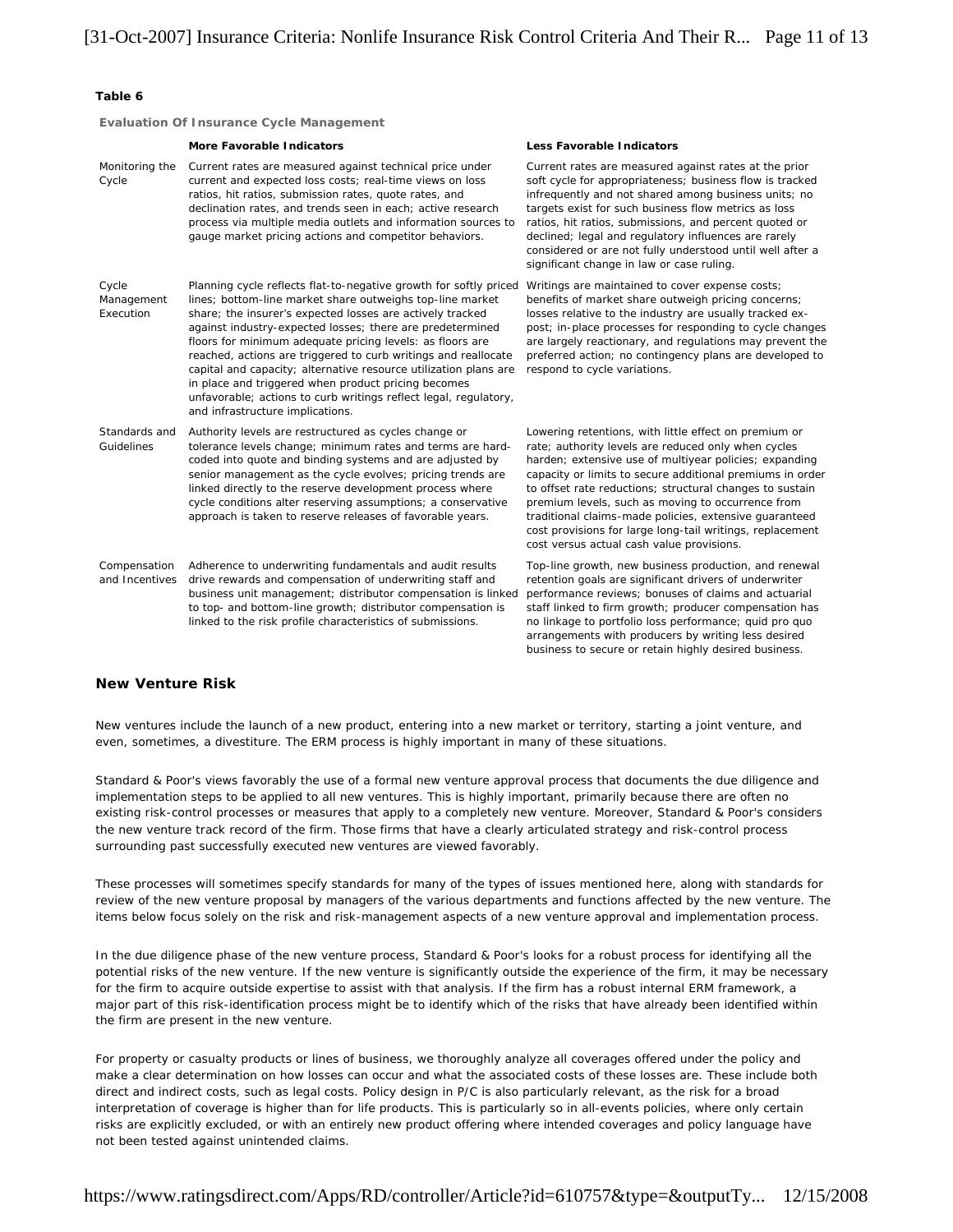**Table 6**

**Evaluation Of Insurance Cycle Management**

| | More Favorable Indicators | Less Favorable Indicators |
|---|---|---|
| Monitoring the Cycle | Current rates are measured against technical price under current and expected loss costs; real-time views on loss ratios, hit ratios, submission rates, quote rates, and declination rates, and trends seen in each; active research process via multiple media outlets and information sources to gauge market pricing actions and competitor behaviors. | Current rates are measured against rates at the prior soft cycle for appropriateness; business flow is tracked infrequently and not shared among business units; no targets exist for such business flow metrics as loss ratios, hit ratios, submissions, and percent quoted or declined; legal and regulatory influences are rarely considered or are not fully understood until well after a significant change in law or case ruling. |
| Cycle Management Execution | Planning cycle reflects flat-to-negative growth for softly priced lines; bottom-line market share outweighs top-line market share; the insurer's expected losses are actively tracked against industry-expected losses; there are predetermined floors for minimum adequate pricing levels: as floors are reached, actions are triggered to curb writings and reallocate capital and capacity; alternative resource utilization plans are in place and triggered when product pricing becomes unfavorable; actions to curb writings reflect legal, regulatory, and infrastructure implications. | Writings are maintained to cover expense costs; benefits of market share outweigh pricing concerns; losses relative to the industry are usually tracked ex-post; in-place processes for responding to cycle changes are largely reactionary, and regulations may prevent the preferred action; no contingency plans are developed to respond to cycle variations. |
| Standards and Guidelines | Authority levels are restructured as cycles change or tolerance levels change; minimum rates and terms are hard-coded into quote and binding systems and are adjusted by senior management as the cycle evolves; pricing trends are linked directly to the reserve development process where cycle conditions alter reserving assumptions; a conservative approach is taken to reserve releases of favorable years. | Lowering retentions, with little effect on premium or rate; authority levels are reduced only when cycles harden; extensive use of multiyear policies; expanding capacity or limits to secure additional premiums in order to offset rate reductions; structural changes to sustain premium levels, such as moving to occurrence from traditional claims-made policies, extensive guaranteed cost provisions for large long-tail writings, replacement cost versus actual cash value provisions. |
| Compensation and Incentives | Adherence to underwriting fundamentals and audit results drive rewards and compensation of underwriting staff and business unit management; distributor compensation is linked to top- and bottom-line growth; distributor compensation is linked to the risk profile characteristics of submissions. | Top-line growth, new business production, and renewal retention goals are significant drivers of underwriter performance reviews; bonuses of claims and actuarial staff linked to firm growth; producer compensation has no linkage to portfolio loss performance; quid pro quo arrangements with producers by writing less desired business to secure or retain highly desired business. |

## New Venture Risk

New ventures include the launch of a new product, entering into a new market or territory, starting a joint venture, and even, sometimes, a divestiture. The ERM process is highly important in many of these situations.

Standard & Poor's views favorably the use of a formal new venture approval process that documents the due diligence and implementation steps to be applied to all new ventures. This is highly important, primarily because there are often no existing risk-control processes or measures that apply to a completely new venture. Moreover, Standard & Poor's considers the new venture track record of the firm. Those firms that have a clearly articulated strategy and risk-control process surrounding past successfully executed new ventures are viewed favorably.

These processes will sometimes specify standards for many of the types of issues mentioned here, along with standards for review of the new venture proposal by managers of the various departments and functions affected by the new venture. The items below focus solely on the risk and risk-management aspects of a new venture approval and implementation process.

In the due diligence phase of the new venture process, Standard & Poor's looks for a robust process for identifying all the potential risks of the new venture. If the new venture is significantly outside the experience of the firm, it may be necessary for the firm to acquire outside expertise to assist with that analysis. If the firm has a robust internal ERM framework, a major part of this risk-identification process might be to identify which of the risks that have already been identified within the firm are present in the new venture.

For property or casualty products or lines of business, we thoroughly analyze all coverages offered under the policy and make a clear determination on how losses can occur and what the associated costs of these losses are. These include both direct and indirect costs, such as legal costs. Policy design in P/C is also particularly relevant, as the risk for a broad interpretation of coverage is higher than for life products. This is particularly so in all-events policies, where only certain risks are explicitly excluded, or with an entirely new product offering where intended coverages and policy language have not been tested against unintended claims.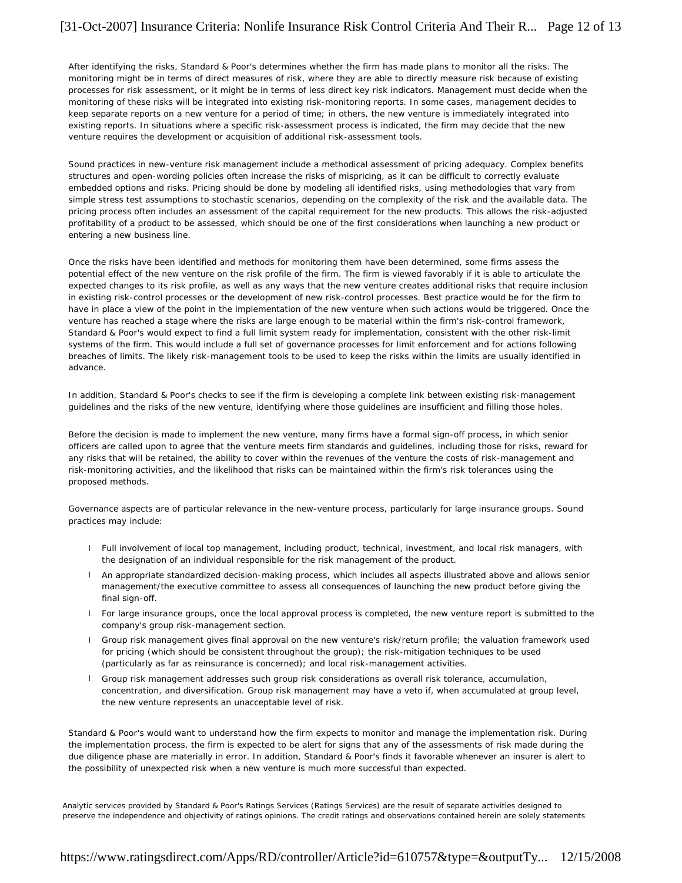After identifying the risks, Standard & Poor's determines whether the firm has made plans to monitor all the risks. The monitoring might be in terms of direct measures of risk, where they are able to directly measure risk because of existing processes for risk assessment, or it might be in terms of less direct key risk indicators. Management must decide when the monitoring of these risks will be integrated into existing risk-monitoring reports. In some cases, management decides to keep separate reports on a new venture for a period of time; in others, the new venture is immediately integrated into existing reports. In situations where a specific risk-assessment process is indicated, the firm may decide that the new venture requires the development or acquisition of additional risk-assessment tools.

Sound practices in new-venture risk management include a methodical assessment of pricing adequacy. Complex benefits structures and open-wording policies often increase the risks of mispricing, as it can be difficult to correctly evaluate embedded options and risks. Pricing should be done by modeling all identified risks, using methodologies that vary from simple stress test assumptions to stochastic scenarios, depending on the complexity of the risk and the available data. The pricing process often includes an assessment of the capital requirement for the new products. This allows the risk-adjusted profitability of a product to be assessed, which should be one of the first considerations when launching a new product or entering a new business line.

Once the risks have been identified and methods for monitoring them have been determined, some firms assess the potential effect of the new venture on the risk profile of the firm. The firm is viewed favorably if it is able to articulate the expected changes to its risk profile, as well as any ways that the new venture creates additional risks that require inclusion in existing risk-control processes or the development of new risk-control processes. Best practice would be for the firm to have in place a view of the point in the implementation of the new venture when such actions would be triggered. Once the venture has reached a stage where the risks are large enough to be material within the firm's risk-control framework, Standard & Poor's would expect to find a full limit system ready for implementation, consistent with the other risk-limit systems of the firm. This would include a full set of governance processes for limit enforcement and for actions following breaches of limits. The likely risk-management tools to be used to keep the risks within the limits are usually identified in advance.

In addition, Standard & Poor's checks to see if the firm is developing a complete link between existing risk-management guidelines and the risks of the new venture, identifying where those guidelines are insufficient and filling those holes.

Before the decision is made to implement the new venture, many firms have a formal sign-off process, in which senior officers are called upon to agree that the venture meets firm standards and guidelines, including those for risks, reward for any risks that will be retained, the ability to cover within the revenues of the venture the costs of risk-management and risk-monitoring activities, and the likelihood that risks can be maintained within the firm's risk tolerances using the proposed methods.

Governance aspects are of particular relevance in the new-venture process, particularly for large insurance groups. Sound practices may include:

- Full involvement of local top management, including product, technical, investment, and local risk managers, with the designation of an individual responsible for the risk management of the product.
- An appropriate standardized decision-making process, which includes all aspects illustrated above and allows senior management/the executive committee to assess all consequences of launching the new product before giving the final sign-off.
- For large insurance groups, once the local approval process is completed, the new venture report is submitted to the company's group risk-management section.
- Group risk management gives final approval on the new venture's risk/return profile; the valuation framework used for pricing (which should be consistent throughout the group); the risk-mitigation techniques to be used (particularly as far as reinsurance is concerned); and local risk-management activities.
- Group risk management addresses such group risk considerations as overall risk tolerance, accumulation, concentration, and diversification. Group risk management may have a veto if, when accumulated at group level, the new venture represents an unacceptable level of risk.

Standard & Poor's would want to understand how the firm expects to monitor and manage the implementation risk. During the implementation process, the firm is expected to be alert for signs that any of the assessments of risk made during the due diligence phase are materially in error. In addition, Standard & Poor's finds it favorable whenever an insurer is alert to the possibility of unexpected risk when a new venture is much more successful than expected.

Analytic services provided by Standard & Poor's Ratings Services (Ratings Services) are the result of separate activities designed to preserve the independence and objectivity of ratings opinions. The credit ratings and observations contained herein are solely statements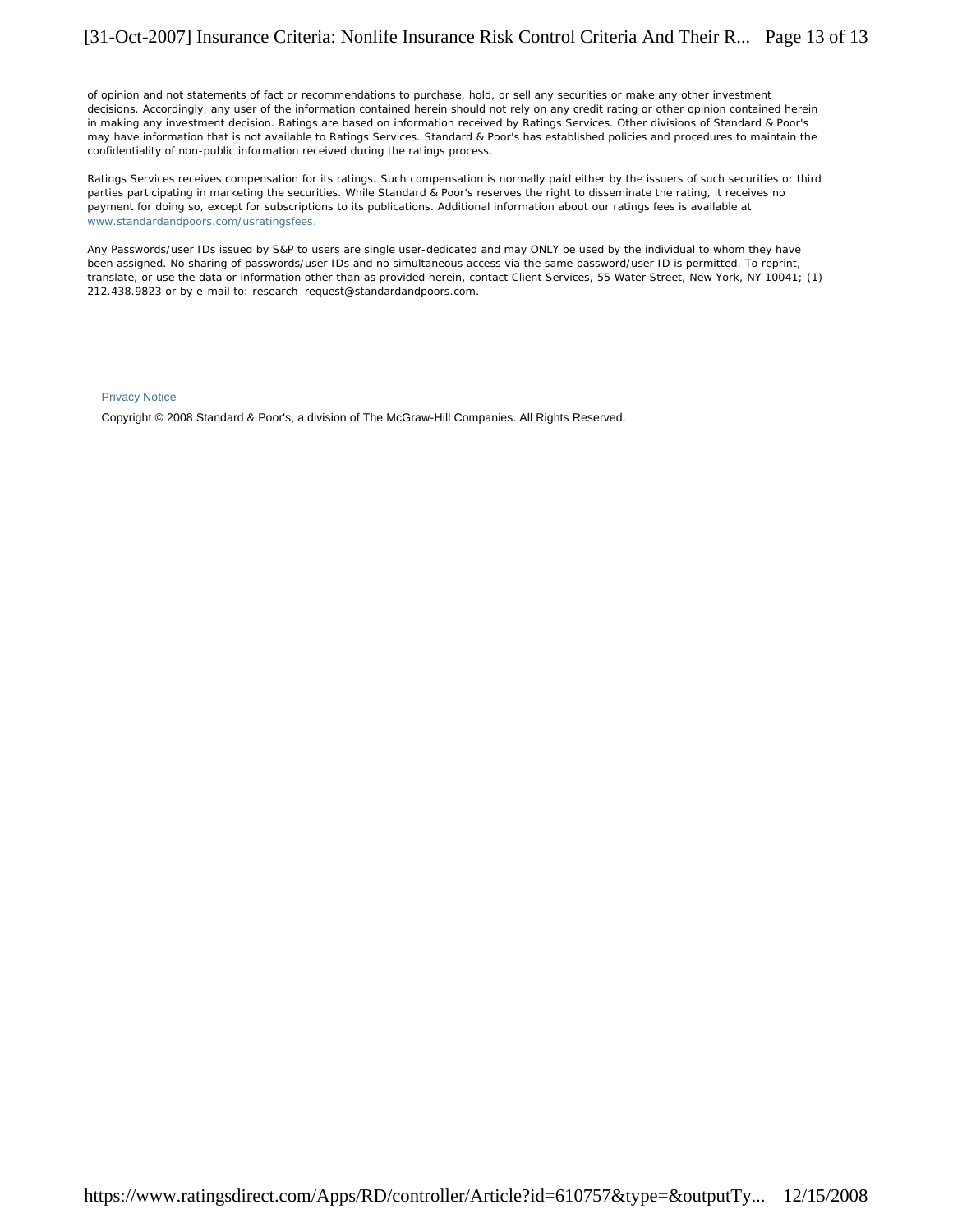of opinion and not statements of fact or recommendations to purchase, hold, or sell any securities or make any other investment decisions. Accordingly, any user of the information contained herein should not rely on any credit rating or other opinion contained herein in making any investment decision. Ratings are based on information received by Ratings Services. Other divisions of Standard & Poor's may have information that is not available to Ratings Services. Standard & Poor's has established policies and procedures to maintain the confidentiality of non-public information received during the ratings process.

Ratings Services receives compensation for its ratings. Such compensation is normally paid either by the issuers of such securities or third parties participating in marketing the securities. While Standard & Poor's reserves the right to disseminate the rating, it receives no payment for doing so, except for subscriptions to its publications. Additional information about our ratings fees is available at www.standardandpoors.com/usratingsfees.

Any Passwords/user IDs issued by S&P to users are single user-dedicated and may ONLY be used by the individual to whom they have been assigned. No sharing of passwords/user IDs and no simultaneous access via the same password/user ID is permitted. To reprint, translate, or use the data or information other than as provided herein, contact Client Services, 55 Water Street, New York, NY 10041; (1) 212.438.9823 or by e-mail to: research_request@standardandpoors.com.

Privacy Notice

Copyright © 2008 Standard & Poor's, a division of The McGraw-Hill Companies. All Rights Reserved.